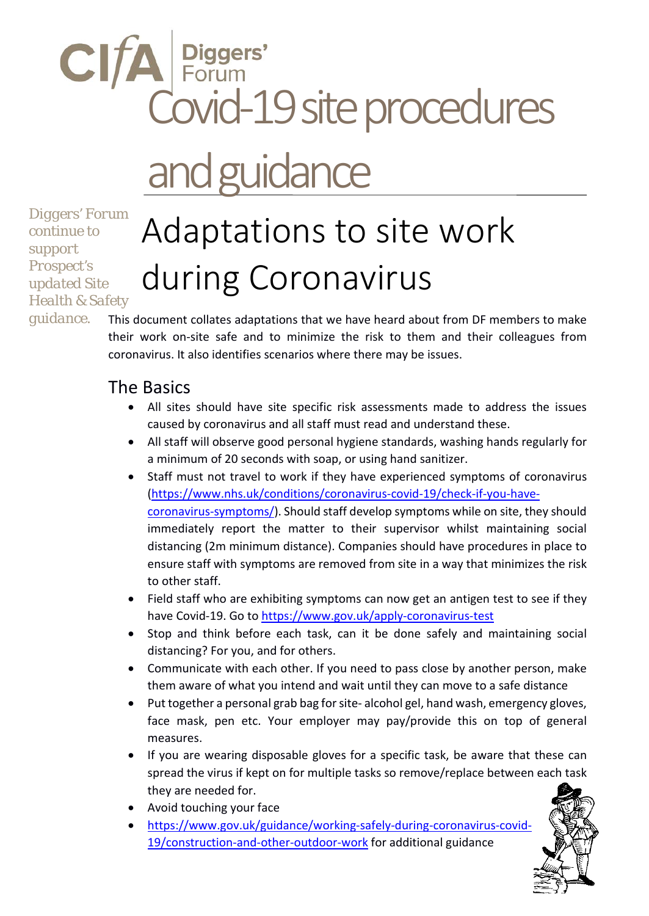CIfA Diggers' Forum

# Covid-19 site procedures and guidance

*Diggers' Forum continue to support Prospect's updated Site Health & Safety guidance.*

# Adaptations to site work during Coronavirus

This document collates adaptations that we have heard about from DF members to make their work on-site safe and to minimize the risk to them and their colleagues from coronavirus. It also identifies scenarios where there may be issues.

## The Basics

- All sites should have site specific risk assessments made to address the issues caused by coronavirus and all staff must read and understand these.
- All staff will observe good personal hygiene standards, washing hands regularly for a minimum of 20 seconds with soap, or using hand sanitizer.
- Staff must not travel to work if they have experienced symptoms of coronavirus (https://www.nhs.uk/conditions/coronavirus-covid-19/check-if-you-have-coronavirus-symptoms/). Should staff develop symptoms while on site, they should immediately report the matter to their supervisor whilst maintaining social distancing (2m minimum distance). Companies should have procedures in place to ensure staff with symptoms are removed from site in a way that minimizes the risk to other staff.
- Field staff who are exhibiting symptoms can now get an antigen test to see if they have Covid-19. Go to https://www.gov.uk/apply-coronavirus-test
- Stop and think before each task, can it be done safely and maintaining social distancing? For you, and for others.
- Communicate with each other. If you need to pass close by another person, make them aware of what you intend and wait until they can move to a safe distance
- Put together a personal grab bag for site- alcohol gel, hand wash, emergency gloves, face mask, pen etc. Your employer may pay/provide this on top of general measures.
- If you are wearing disposable gloves for a specific task, be aware that these can spread the virus if kept on for multiple tasks so remove/replace between each task they are needed for.
- Avoid touching your face
- https://www.gov.uk/guidance/working-safely-during-coronavirus-covid-19/construction-and-other-outdoor-work for additional guidance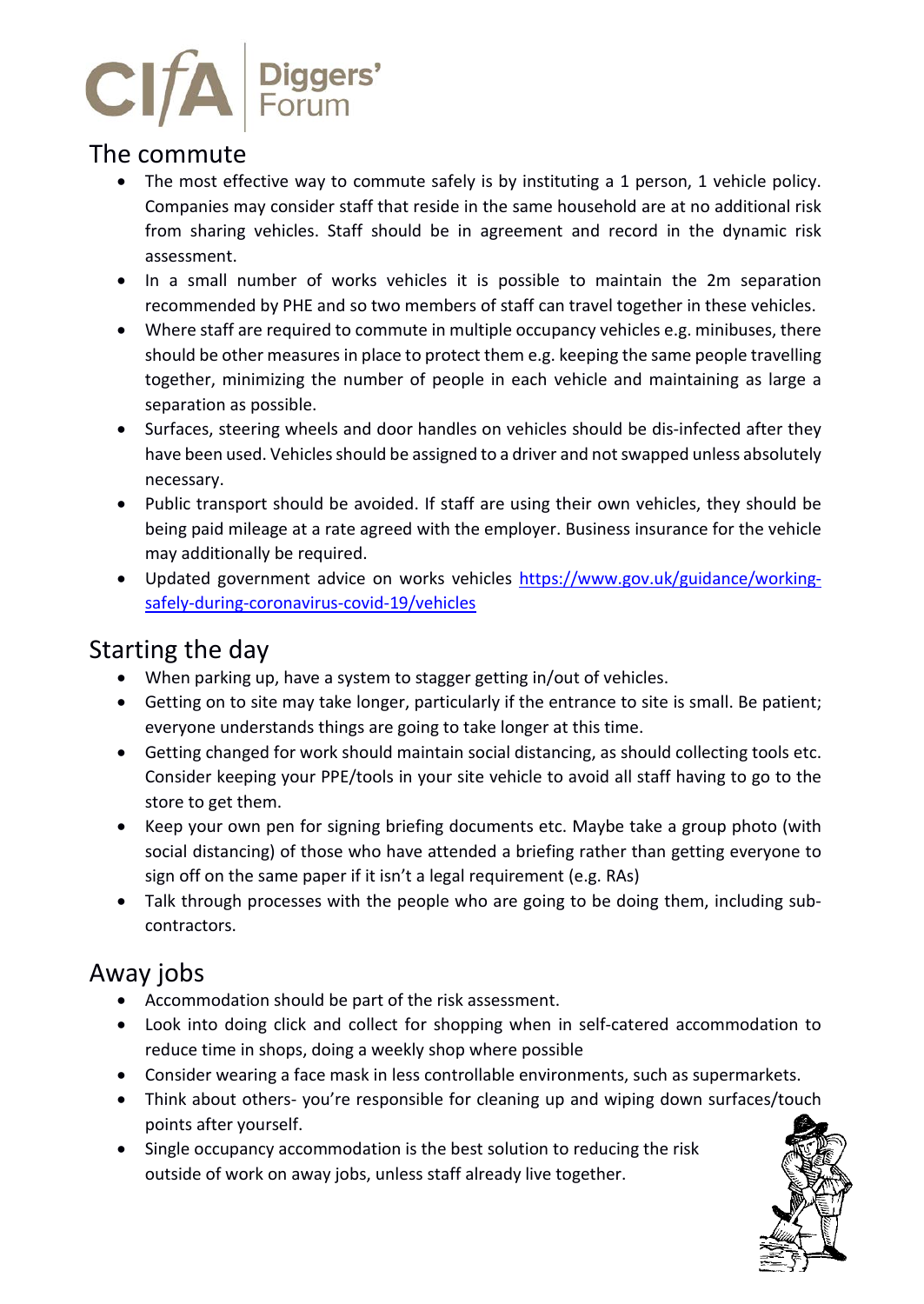## The commute

- The most effective way to commute safely is by instituting a 1 person, 1 vehicle policy. Companies may consider staff that reside in the same household are at no additional risk from sharing vehicles. Staff should be in agreement and record in the dynamic risk assessment.
- In a small number of works vehicles it is possible to maintain the 2m separation recommended by PHE and so two members of staff can travel together in these vehicles.
- Where staff are required to commute in multiple occupancy vehicles e.g. minibuses, there should be other measures in place to protect them e.g. keeping the same people travelling together, minimizing the number of people in each vehicle and maintaining as large a separation as possible.
- Surfaces, steering wheels and door handles on vehicles should be dis-infected after they have been used. Vehicles should be assigned to a driver and not swapped unless absolutely necessary.
- Public transport should be avoided. If staff are using their own vehicles, they should be being paid mileage at a rate agreed with the employer. Business insurance for the vehicle may additionally be required.
- Updated government advice on works vehicles [https://www.gov.uk/guidance/working-safely-during-coronavirus-covid-19/vehicles](https://www.gov.uk/guidance/working-safely-during-coronavirus-covid-19/vehicles)

## Starting the day

- When parking up, have a system to stagger getting in/out of vehicles.
- Getting on to site may take longer, particularly if the entrance to site is small. Be patient; everyone understands things are going to take longer at this time.
- Getting changed for work should maintain social distancing, as should collecting tools etc. Consider keeping your PPE/tools in your site vehicle to avoid all staff having to go to the store to get them.
- Keep your own pen for signing briefing documents etc. Maybe take a group photo (with social distancing) of those who have attended a briefing rather than getting everyone to sign off on the same paper if it isn't a legal requirement (e.g. RAs)
- Talk through processes with the people who are going to be doing them, including sub-contractors.

## Away jobs

- Accommodation should be part of the risk assessment.
- Look into doing click and collect for shopping when in self-catered accommodation to reduce time in shops, doing a weekly shop where possible
- Consider wearing a face mask in less controllable environments, such as supermarkets.
- Think about others- you're responsible for cleaning up and wiping down surfaces/touch points after yourself.
- Single occupancy accommodation is the best solution to reducing the risk outside of work on away jobs, unless staff already live together.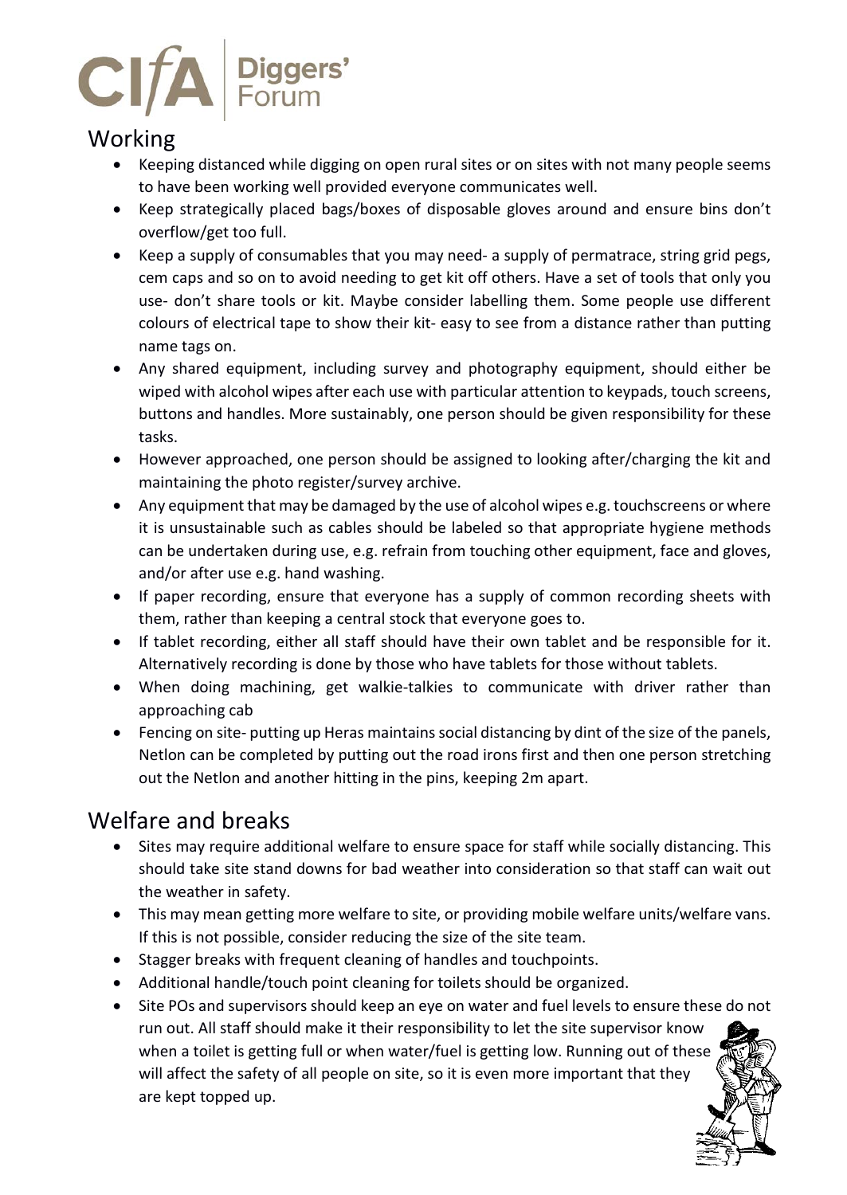## Working

- Keeping distanced while digging on open rural sites or on sites with not many people seems to have been working well provided everyone communicates well.
- Keep strategically placed bags/boxes of disposable gloves around and ensure bins don't overflow/get too full.
- Keep a supply of consumables that you may need- a supply of permatrace, string grid pegs, cem caps and so on to avoid needing to get kit off others. Have a set of tools that only you use- don't share tools or kit. Maybe consider labelling them. Some people use different colours of electrical tape to show their kit- easy to see from a distance rather than putting name tags on.
- Any shared equipment, including survey and photography equipment, should either be wiped with alcohol wipes after each use with particular attention to keypads, touch screens, buttons and handles. More sustainably, one person should be given responsibility for these tasks.
- However approached, one person should be assigned to looking after/charging the kit and maintaining the photo register/survey archive.
- Any equipment that may be damaged by the use of alcohol wipes e.g. touchscreens or where it is unsustainable such as cables should be labeled so that appropriate hygiene methods can be undertaken during use, e.g. refrain from touching other equipment, face and gloves, and/or after use e.g. hand washing.
- If paper recording, ensure that everyone has a supply of common recording sheets with them, rather than keeping a central stock that everyone goes to.
- If tablet recording, either all staff should have their own tablet and be responsible for it. Alternatively recording is done by those who have tablets for those without tablets.
- When doing machining, get walkie-talkies to communicate with driver rather than approaching cab
- Fencing on site- putting up Heras maintains social distancing by dint of the size of the panels, Netlon can be completed by putting out the road irons first and then one person stretching out the Netlon and another hitting in the pins, keeping 2m apart.

## Welfare and breaks

- Sites may require additional welfare to ensure space for staff while socially distancing. This should take site stand downs for bad weather into consideration so that staff can wait out the weather in safety.
- This may mean getting more welfare to site, or providing mobile welfare units/welfare vans. If this is not possible, consider reducing the size of the site team.
- Stagger breaks with frequent cleaning of handles and touchpoints.
- Additional handle/touch point cleaning for toilets should be organized.
- Site POs and supervisors should keep an eye on water and fuel levels to ensure these do not run out. All staff should make it their responsibility to let the site supervisor know when a toilet is getting full or when water/fuel is getting low. Running out of these will affect the safety of all people on site, so it is even more important that they are kept topped up.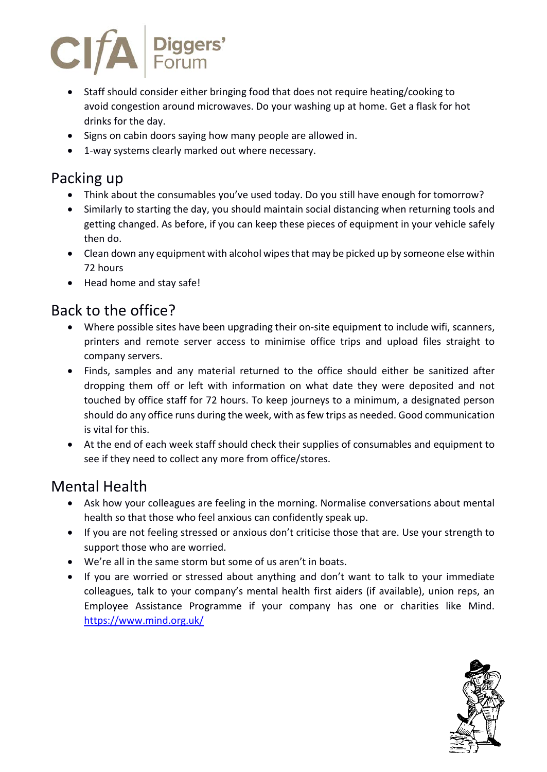- Staff should consider either bringing food that does not require heating/cooking to avoid congestion around microwaves. Do your washing up at home. Get a flask for hot drinks for the day.
- Signs on cabin doors saying how many people are allowed in.
- 1-way systems clearly marked out where necessary.

## Packing up

- Think about the consumables you've used today. Do you still have enough for tomorrow?
- Similarly to starting the day, you should maintain social distancing when returning tools and getting changed. As before, if you can keep these pieces of equipment in your vehicle safely then do.
- Clean down any equipment with alcohol wipes that may be picked up by someone else within 72 hours
- Head home and stay safe!

## Back to the office?

- Where possible sites have been upgrading their on-site equipment to include wifi, scanners, printers and remote server access to minimise office trips and upload files straight to company servers.
- Finds, samples and any material returned to the office should either be sanitized after dropping them off or left with information on what date they were deposited and not touched by office staff for 72 hours. To keep journeys to a minimum, a designated person should do any office runs during the week, with as few trips as needed. Good communication is vital for this.
- At the end of each week staff should check their supplies of consumables and equipment to see if they need to collect any more from office/stores.

## Mental Health

- Ask how your colleagues are feeling in the morning. Normalise conversations about mental health so that those who feel anxious can confidently speak up.
- If you are not feeling stressed or anxious don't criticise those that are. Use your strength to support those who are worried.
- We're all in the same storm but some of us aren't in boats.
- If you are worried or stressed about anything and don't want to talk to your immediate colleagues, talk to your company's mental health first aiders (if available), union reps, an Employee Assistance Programme if your company has one or charities like Mind. https://www.mind.org.uk/